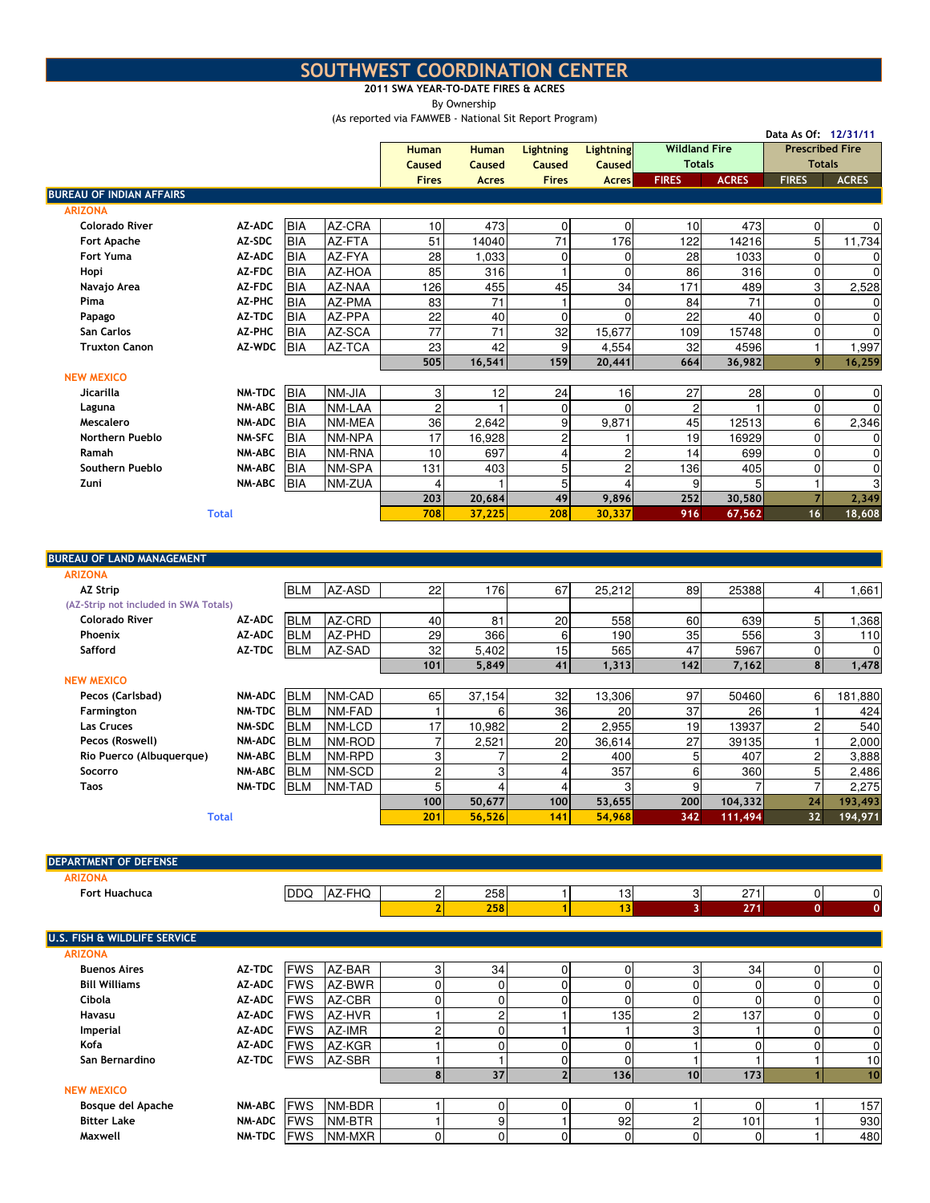# SOUTHWEST COORDINATION CENTER

**2011 SWA YEAR-TO-DATE FIRES & ACRES**

By Ownership

(As reported via FAMWEB - National Sit Report Program)

Data As Of: 12/31/11

| | | | | Human Caused Fires | Human Caused Acres | Lightning Caused Fires | Lightning Caused Acres | Wildland Fire Totals | | Prescribed Fire Totals | |
|---|---|---|---|---|---|---|---|---|---|---|---|
| | | | | | | | | FIRES | ACRES | FIRES | ACRES |
| **BUREAU OF INDIAN AFFAIRS** | | | | | | | | | | | |
| **ARIZONA** | | | | | | | | | | | |
| Colorado River | AZ-ADC | BIA | AZ-CRA | 10 | 473 | 0 | 0 | 10 | 473 | 0 | 0 |
| Fort Apache | AZ-SDC | BIA | AZ-FTA | 51 | 14040 | 71 | 176 | 122 | 14216 | 5 | 11,734 |
| Fort Yuma | AZ-ADC | BIA | AZ-FYA | 28 | 1,033 | 0 | 0 | 28 | 1033 | 0 | 0 |
| Hopi | AZ-FDC | BIA | AZ-HOA | 85 | 316 | 1 | 0 | 86 | 316 | 0 | 0 |
| Navajo Area | AZ-FDC | BIA | AZ-NAA | 126 | 455 | 45 | 34 | 171 | 489 | 3 | 2,528 |
| Pima | AZ-PHC | BIA | AZ-PMA | 83 | 71 | 1 | 0 | 84 | 71 | 0 | 0 |
| Papago | AZ-TDC | BIA | AZ-PPA | 22 | 40 | 0 | 0 | 22 | 40 | 0 | 0 |
| San Carlos | AZ-PHC | BIA | AZ-SCA | 77 | 71 | 32 | 15,677 | 109 | 15748 | 0 | 0 |
| Truxton Canon | AZ-WDC | BIA | AZ-TCA | 23 | 42 | 9 | 4,554 | 32 | 4596 | 1 | 1,997 |
| | | | | 505 | 16,541 | 159 | 20,441 | 664 | 36,982 | 9 | 16,259 |
| **NEW MEXICO** | | | | | | | | | | | |
| Jicarilla | NM-TDC | BIA | NM-JIA | 3 | 12 | 24 | 16 | 27 | 28 | 0 | 0 |
| Laguna | NM-ABC | BIA | NM-LAA | 2 | 1 | 0 | 0 | 2 | 1 | 0 | 0 |
| Mescalero | NM-ADC | BIA | NM-MEA | 36 | 2,642 | 9 | 9,871 | 45 | 12513 | 6 | 2,346 |
| Northern Pueblo | NM-SFC | BIA | NM-NPA | 17 | 16,928 | 2 | 1 | 19 | 16929 | 0 | 0 |
| Ramah | NM-ABC | BIA | NM-RNA | 10 | 697 | 4 | 2 | 14 | 699 | 0 | 0 |
| Southern Pueblo | NM-ABC | BIA | NM-SPA | 131 | 403 | 5 | 2 | 136 | 405 | 0 | 0 |
| Zuni | NM-ABC | BIA | NM-ZUA | 4 | 1 | 5 | 4 | 9 | 5 | 1 | 3 |
| | | | | 203 | 20,684 | 49 | 9,896 | 252 | 30,580 | 7 | 2,349 |
| **Total** | | | | 708 | 37,225 | 208 | 30,337 | 916 | 67,562 | 16 | 18,608 |
| **BUREAU OF LAND MANAGEMENT** | | | | | | | | | | | |
| **ARIZONA** | | | | | | | | | | | |
| AZ Strip | | BLM | AZ-ASD | 22 | 176 | 67 | 25,212 | 89 | 25388 | 4 | 1,661 |
| (AZ-Strip not included in SWA Totals) | | | | | | | | | | | |
| Colorado River | AZ-ADC | BLM | AZ-CRD | 40 | 81 | 20 | 558 | 60 | 639 | 5 | 1,368 |
| Phoenix | AZ-ADC | BLM | AZ-PHD | 29 | 366 | 6 | 190 | 35 | 556 | 3 | 110 |
| Safford | AZ-TDC | BLM | AZ-SAD | 32 | 5,402 | 15 | 565 | 47 | 5967 | 0 | 0 |
| | | | | 101 | 5,849 | 41 | 1,313 | 142 | 7,162 | 8 | 1,478 |
| **NEW MEXICO** | | | | | | | | | | | |
| Pecos (Carlsbad) | NM-ADC | BLM | NM-CAD | 65 | 37,154 | 32 | 13,306 | 97 | 50460 | 6 | 181,880 |
| Farmington | NM-TDC | BLM | NM-FAD | 1 | 6 | 36 | 20 | 37 | 26 | 1 | 424 |
| Las Cruces | NM-SDC | BLM | NM-LCD | 17 | 10,982 | 2 | 2,955 | 19 | 13937 | 2 | 540 |
| Pecos (Roswell) | NM-ADC | BLM | NM-ROD | 7 | 2,521 | 20 | 36,614 | 27 | 39135 | 1 | 2,000 |
| Rio Puerco (Albuquerque) | NM-ABC | BLM | NM-RPD | 3 | 7 | 2 | 400 | 5 | 407 | 2 | 3,888 |
| Socorro | NM-ABC | BLM | NM-SCD | 2 | 3 | 4 | 357 | 6 | 360 | 5 | 2,486 |
| Taos | NM-TDC | BLM | NM-TAD | 5 | 4 | 4 | 3 | 9 | 7 | 7 | 2,275 |
| | | | | 100 | 50,677 | 100 | 53,655 | 200 | 104,332 | 24 | 193,493 |
| **Total** | | | | 201 | 56,526 | 141 | 54,968 | 342 | 111,494 | 32 | 194,971 |
| **DEPARTMENT OF DEFENSE** | | | | | | | | | | | |
| **ARIZONA** | | | | | | | | | | | |
| Fort Huachuca | | DDQ | AZ-FHQ | 2 | 258 | 1 | 13 | 3 | 271 | 0 | 0 |
| | | | | 2 | 258 | 1 | 13 | 3 | 271 | 0 | 0 |
| **U.S. FISH & WILDLIFE SERVICE** | | | | | | | | | | | |
| **ARIZONA** | | | | | | | | | | | |
| Buenos Aires | AZ-TDC | FWS | AZ-BAR | 3 | 34 | 0 | 0 | 3 | 34 | 0 | 0 |
| Bill Williams | AZ-ADC | FWS | AZ-BWR | 0 | 0 | 0 | 0 | 0 | 0 | 0 | 0 |
| Cibola | AZ-ADC | FWS | AZ-CBR | 0 | 0 | 0 | 0 | 0 | 0 | 0 | 0 |
| Havasu | AZ-ADC | FWS | AZ-HVR | 1 | 2 | 1 | 135 | 2 | 137 | 0 | 0 |
| Imperial | AZ-ADC | FWS | AZ-IMR | 2 | 0 | 1 | 1 | 3 | 1 | 0 | 0 |
| Kofa | AZ-ADC | FWS | AZ-KGR | 1 | 0 | 0 | 0 | 1 | 0 | 0 | 0 |
| San Bernardino | AZ-TDC | FWS | AZ-SBR | 1 | 1 | 0 | 0 | 1 | 1 | 1 | 10 |
| | | | | 8 | 37 | 2 | 136 | 10 | 173 | 1 | 10 |
| **NEW MEXICO** | | | | | | | | | | | |
| Bosque del Apache | NM-ABC | FWS | NM-BDR | 1 | 0 | 0 | 0 | 1 | 0 | 1 | 157 |
| Bitter Lake | NM-ADC | FWS | NM-BTR | 1 | 9 | 1 | 92 | 2 | 101 | 1 | 930 |
| Maxwell | NM-TDC | FWS | NM-MXR | 0 | 0 | 0 | 0 | 0 | 0 | 1 | 480 |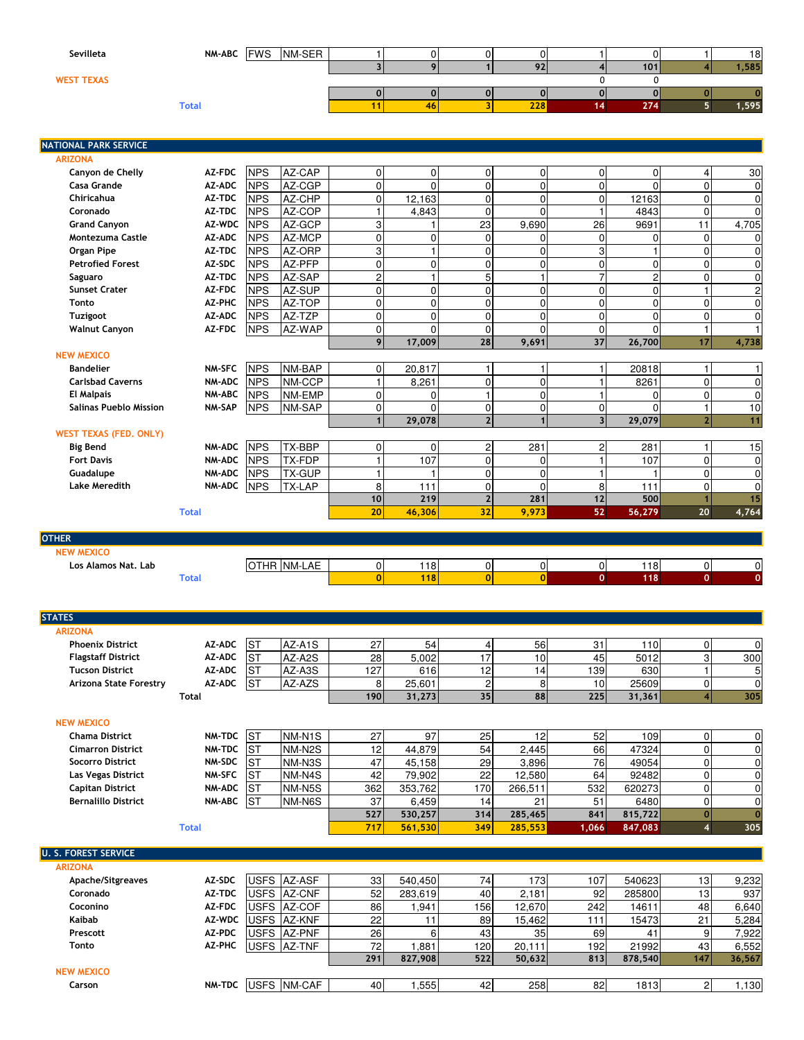| Unit | Dispatch | Agency | Code | | | | | | | | |
|---|---|---|---|---|---|---|---|---|---|---|---|
| Sevilleta | NM-ABC | FWS | NM-SER | 1 | 0 | 0 | 0 | 1 | 0 | 1 | 18 |
| | | | | 3 | 9 | 1 | 92 | 4 | 101 | 4 | 1,585 |
| **WEST TEXAS** | | | | | | | | 0 | 0 | | |
| | | | | 0 | 0 | 0 | 0 | 0 | 0 | 0 | 0 |
| **Total** | | | | 11 | 46 | 3 | 228 | 14 | 274 | 5 | 1,595 |

## NATIONAL PARK SERVICE

| Unit | Dispatch | Agency | Code | | | | | | | | |
|---|---|---|---|---|---|---|---|---|---|---|---|
| **ARIZONA** | | | | | | | | | | | |
| Canyon de Chelly | AZ-FDC | NPS | AZ-CAP | 0 | 0 | 0 | 0 | 0 | 0 | 4 | 30 |
| Casa Grande | AZ-ADC | NPS | AZ-CGP | 0 | 0 | 0 | 0 | 0 | 0 | 0 | 0 |
| Chiricahua | AZ-TDC | NPS | AZ-CHP | 0 | 12,163 | 0 | 0 | 0 | 12163 | 0 | 0 |
| Coronado | AZ-TDC | NPS | AZ-COP | 1 | 4,843 | 0 | 0 | 1 | 4843 | 0 | 0 |
| Grand Canyon | AZ-WDC | NPS | AZ-GCP | 3 | 1 | 23 | 9,690 | 26 | 9691 | 11 | 4,705 |
| Montezuma Castle | AZ-ADC | NPS | AZ-MCP | 0 | 0 | 0 | 0 | 0 | 0 | 0 | 0 |
| Organ Pipe | AZ-TDC | NPS | AZ-ORP | 3 | 1 | 0 | 0 | 3 | 1 | 0 | 0 |
| Petrified Forest | AZ-SDC | NPS | AZ-PFP | 0 | 0 | 0 | 0 | 0 | 0 | 0 | 0 |
| Saguaro | AZ-TDC | NPS | AZ-SAP | 2 | 1 | 5 | 1 | 7 | 2 | 0 | 0 |
| Sunset Crater | AZ-FDC | NPS | AZ-SUP | 0 | 0 | 0 | 0 | 0 | 0 | 1 | 2 |
| Tonto | AZ-PHC | NPS | AZ-TOP | 0 | 0 | 0 | 0 | 0 | 0 | 0 | 0 |
| Tuzigoot | AZ-ADC | NPS | AZ-TZP | 0 | 0 | 0 | 0 | 0 | 0 | 0 | 0 |
| Walnut Canyon | AZ-FDC | NPS | AZ-WAP | 0 | 0 | 0 | 0 | 0 | 0 | 1 | 1 |
| | | | | 9 | 17,009 | 28 | 9,691 | 37 | 26,700 | 17 | 4,738 |
| **NEW MEXICO** | | | | | | | | | | | |
| Bandelier | NM-SFC | NPS | NM-BAP | 0 | 20,817 | 1 | 1 | 1 | 20818 | 1 | 1 |
| Carlsbad Caverns | NM-ADC | NPS | NM-CCP | 1 | 8,261 | 0 | 0 | 1 | 8261 | 0 | 0 |
| El Malpais | NM-ABC | NPS | NM-EMP | 0 | 0 | 1 | 0 | 1 | 0 | 0 | 0 |
| Salinas Pueblo Mission | NM-SAP | NPS | NM-SAP | 0 | 0 | 0 | 0 | 0 | 0 | 1 | 10 |
| | | | | 1 | 29,078 | 2 | 1 | 3 | 29,079 | 2 | 11 |
| **WEST TEXAS (FED. ONLY)** | | | | | | | | | | | |
| Big Bend | NM-ADC | NPS | TX-BBP | 0 | 0 | 2 | 281 | 2 | 281 | 1 | 15 |
| Fort Davis | NM-ADC | NPS | TX-FDP | 1 | 107 | 0 | 0 | 1 | 107 | 0 | 0 |
| Guadalupe | NM-ADC | NPS | TX-GUP | 1 | 1 | 0 | 0 | 1 | 1 | 0 | 0 |
| Lake Meredith | NM-ADC | NPS | TX-LAP | 8 | 111 | 0 | 0 | 8 | 111 | 0 | 0 |
| | | | | 10 | 219 | 2 | 281 | 12 | 500 | 1 | 15 |
| **Total** | | | | 20 | 46,306 | 32 | 9,973 | 52 | 56,279 | 20 | 4,764 |

## OTHER

| Unit | Dispatch | Agency | Code | | | | | | | | |
|---|---|---|---|---|---|---|---|---|---|---|---|
| **NEW MEXICO** | | | | | | | | | | | |
| Los Alamos Nat. Lab | | OTHR | NM-LAE | 0 | 118 | 0 | 0 | 0 | 118 | 0 | 0 |
| **Total** | | | | 0 | 118 | 0 | 0 | 0 | 118 | 0 | 0 |

## STATES

| Unit | Dispatch | Agency | Code | | | | | | | | |
|---|---|---|---|---|---|---|---|---|---|---|---|
| **ARIZONA** | | | | | | | | | | | |
| Phoenix District | AZ-ADC | ST | AZ-A1S | 27 | 54 | 4 | 56 | 31 | 110 | 0 | 0 |
| Flagstaff District | AZ-ADC | ST | AZ-A2S | 28 | 5,002 | 17 | 10 | 45 | 5012 | 3 | 300 |
| Tucson District | AZ-ADC | ST | AZ-A3S | 127 | 616 | 12 | 14 | 139 | 630 | 1 | 5 |
| Arizona State Forestry | AZ-ADC | ST | AZ-AZS | 8 | 25,601 | 2 | 8 | 10 | 25609 | 0 | 0 |
| **Total** | | | | 190 | 31,273 | 35 | 88 | 225 | 31,361 | 4 | 305 |
| **NEW MEXICO** | | | | | | | | | | | |
| Chama District | NM-TDC | ST | NM-N1S | 27 | 97 | 25 | 12 | 52 | 109 | 0 | 0 |
| Cimarron District | NM-TDC | ST | NM-N2S | 12 | 44,879 | 54 | 2,445 | 66 | 47324 | 0 | 0 |
| Socorro District | NM-SDC | ST | NM-N3S | 47 | 45,158 | 29 | 3,896 | 76 | 49054 | 0 | 0 |
| Las Vegas District | NM-SFC | ST | NM-N4S | 42 | 79,902 | 22 | 12,580 | 64 | 92482 | 0 | 0 |
| Capitan District | NM-ADC | ST | NM-N5S | 362 | 353,762 | 170 | 266,511 | 532 | 620273 | 0 | 0 |
| Bernalillo District | NM-ABC | ST | NM-N6S | 37 | 6,459 | 14 | 21 | 51 | 6480 | 0 | 0 |
| | | | | 527 | 530,257 | 314 | 285,465 | 841 | 815,722 | 0 | 0 |
| **Total** | | | | 717 | 561,530 | 349 | 285,553 | 1,066 | 847,083 | 4 | 305 |

## U. S. FOREST SERVICE

| Unit | Dispatch | Agency | Code | | | | | | | | |
|---|---|---|---|---|---|---|---|---|---|---|---|
| **ARIZONA** | | | | | | | | | | | |
| Apache/Sitgreaves | AZ-SDC | USFS | AZ-ASF | 33 | 540,450 | 74 | 173 | 107 | 540623 | 13 | 9,232 |
| Coronado | AZ-TDC | USFS | AZ-CNF | 52 | 283,619 | 40 | 2,181 | 92 | 285800 | 13 | 937 |
| Coconino | AZ-FDC | USFS | AZ-COF | 86 | 1,941 | 156 | 12,670 | 242 | 14611 | 48 | 6,640 |
| Kaibab | AZ-WDC | USFS | AZ-KNF | 22 | 11 | 89 | 15,462 | 111 | 15473 | 21 | 5,284 |
| Prescott | AZ-PDC | USFS | AZ-PNF | 26 | 6 | 43 | 35 | 69 | 41 | 9 | 7,922 |
| Tonto | AZ-PHC | USFS | AZ-TNF | 72 | 1,881 | 120 | 20,111 | 192 | 21992 | 43 | 6,552 |
| | | | | 291 | 827,908 | 522 | 50,632 | 813 | 878,540 | 147 | 36,567 |
| **NEW MEXICO** | | | | | | | | | | | |
| Carson | NM-TDC | USFS | NM-CAF | 40 | 1,555 | 42 | 258 | 82 | 1813 | 2 | 1,130 |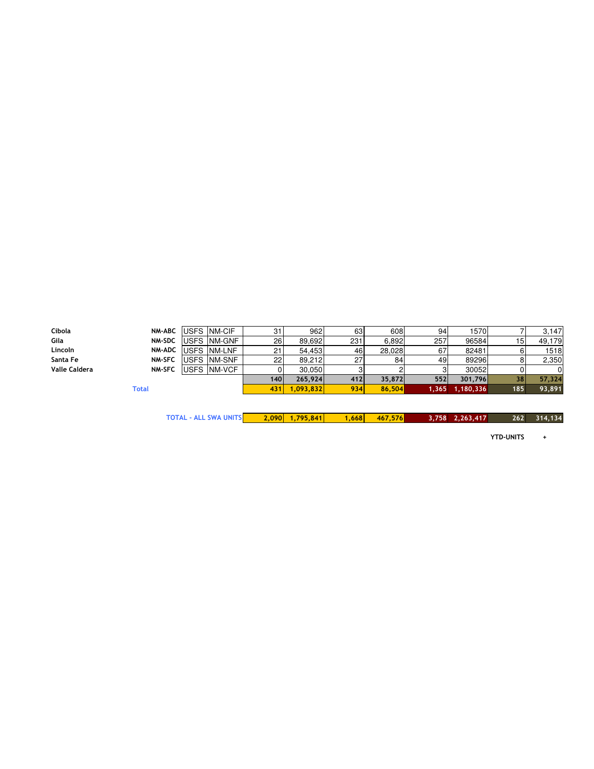| | | | | | | | | | | | |
|---|---|---|---|---|---|---|---|---|---|---|---|
| Cibola | NM-ABC | USFS | NM-CIF | 31 | 962 | 63 | 608 | 94 | 1570 | 7 | 3,147 |
| Gila | NM-SDC | USFS | NM-GNF | 26 | 89,692 | 231 | 6,892 | 257 | 96584 | 15 | 49,179 |
| Lincoln | NM-ADC | USFS | NM-LNF | 21 | 54,453 | 46 | 28,028 | 67 | 82481 | 6 | 1518 |
| Santa Fe | NM-SFC | USFS | NM-SNF | 22 | 89,212 | 27 | 84 | 49 | 89296 | 8 | 2,350 |
| Valle Caldera | NM-SFC | USFS | NM-VCF | 0 | 30,050 | 3 | 2 | 3 | 30052 | 0 | 0 |
| | | | | 140 | 265,924 | 412 | 35,872 | 552 | 301,796 | 38 | 57,324 |
| Total | | | | 431 | 1,093,832 | 934 | 86,504 | 1,365 | 1,180,336 | 185 | 93,891 |
| TOTAL - ALL SWA UNITS | | | | 2,090 | 1,795,841 | 1,668 | 467,576 | 3,758 | 2,263,417 | 262 | 314,134 |

YTD-UNITS +